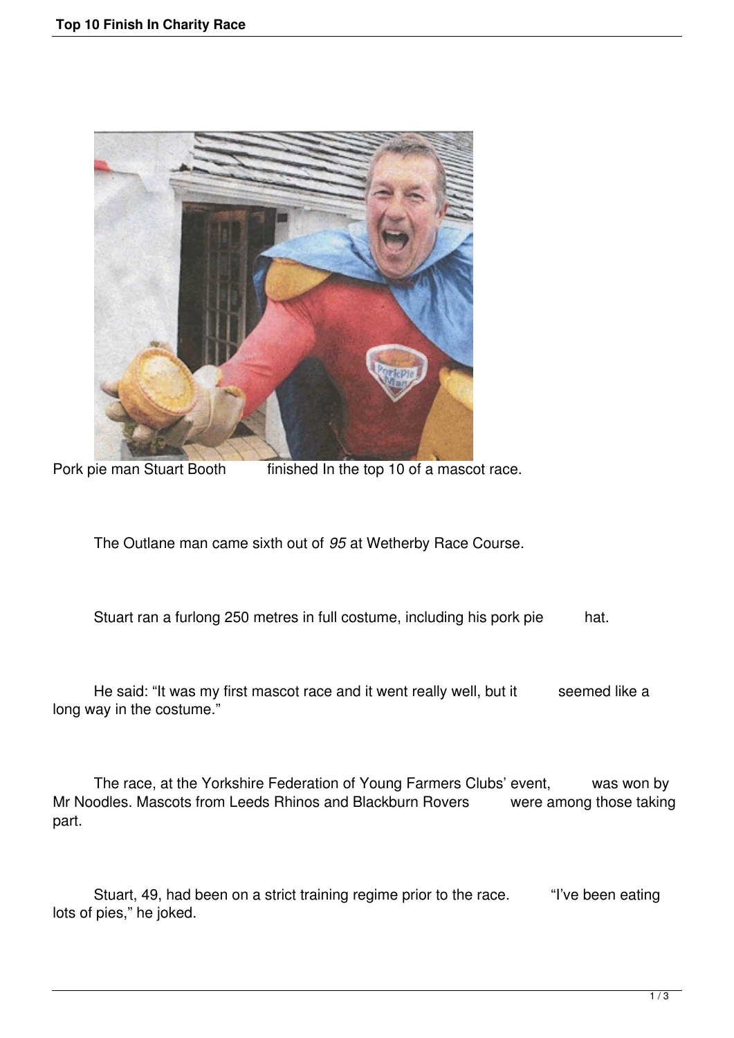Pork pie man Stuart Booth finished In the top 10 of a mascot race.

The Outlane man came sixth out of *95* at Wetherby Race Course.

Stuart ran a furlong 250 metres in full costume, including his pork pie hat.

He said: "It was my first mascot race and it went really well, but it seemed like a long way in the costume."

The race, at the Yorkshire Federation of Young Farmers Clubs' event, was won by Mr Noodles. Mascots from Leeds Rhinos and Blackburn Rovers were among those taking part.

Stuart, 49, had been on a strict training regime prior to the race. "I've been eating lots of pies," he joked.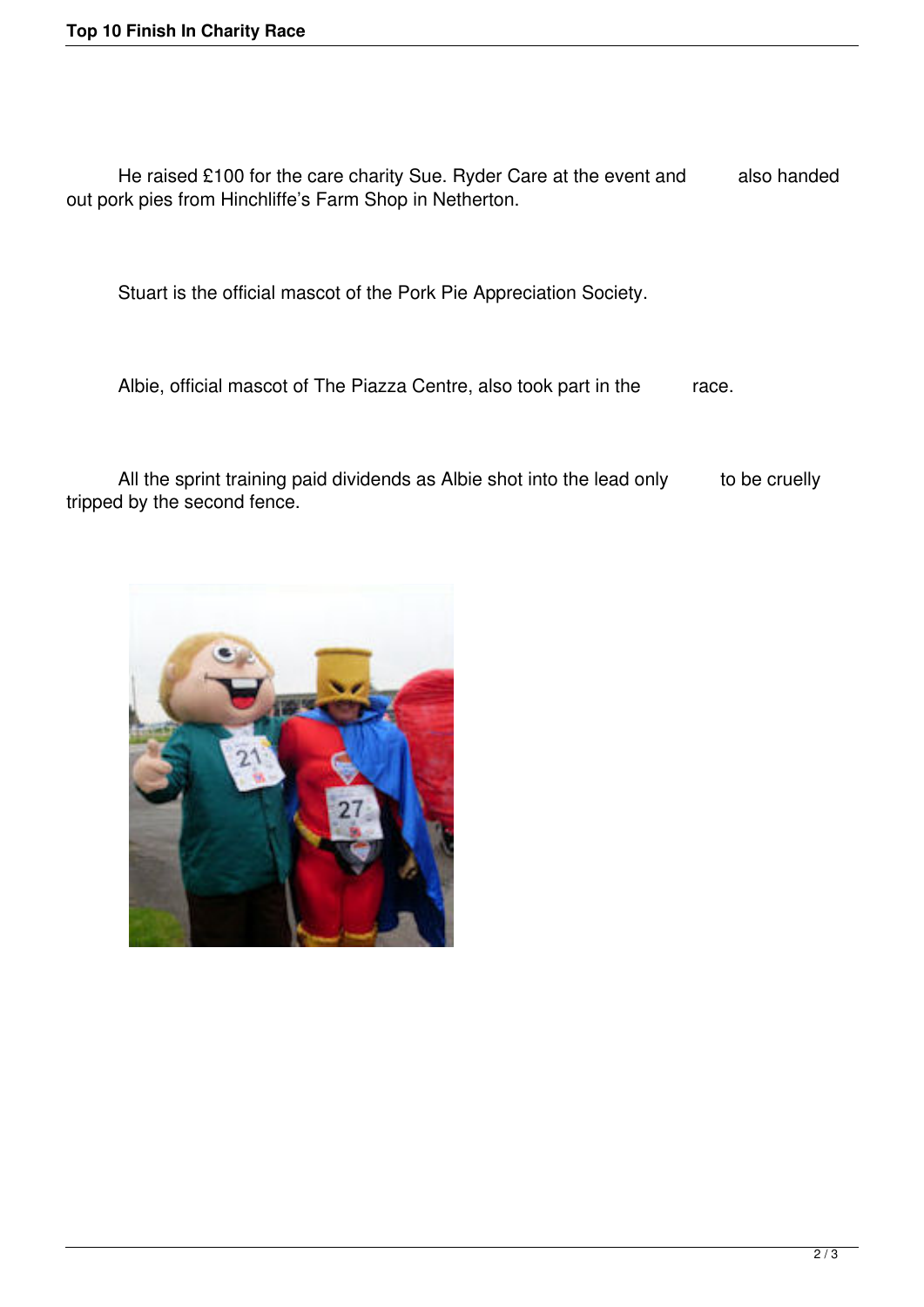He raised £100 for the care charity Sue. Ryder Care at the event and also handed out pork pies from Hinchliffe's Farm Shop in Netherton.

Stuart is the official mascot of the Pork Pie Appreciation Society.

Albie, official mascot of The Piazza Centre, also took part in the race.

All the sprint training paid dividends as Albie shot into the lead only to be cruelly tripped by the second fence.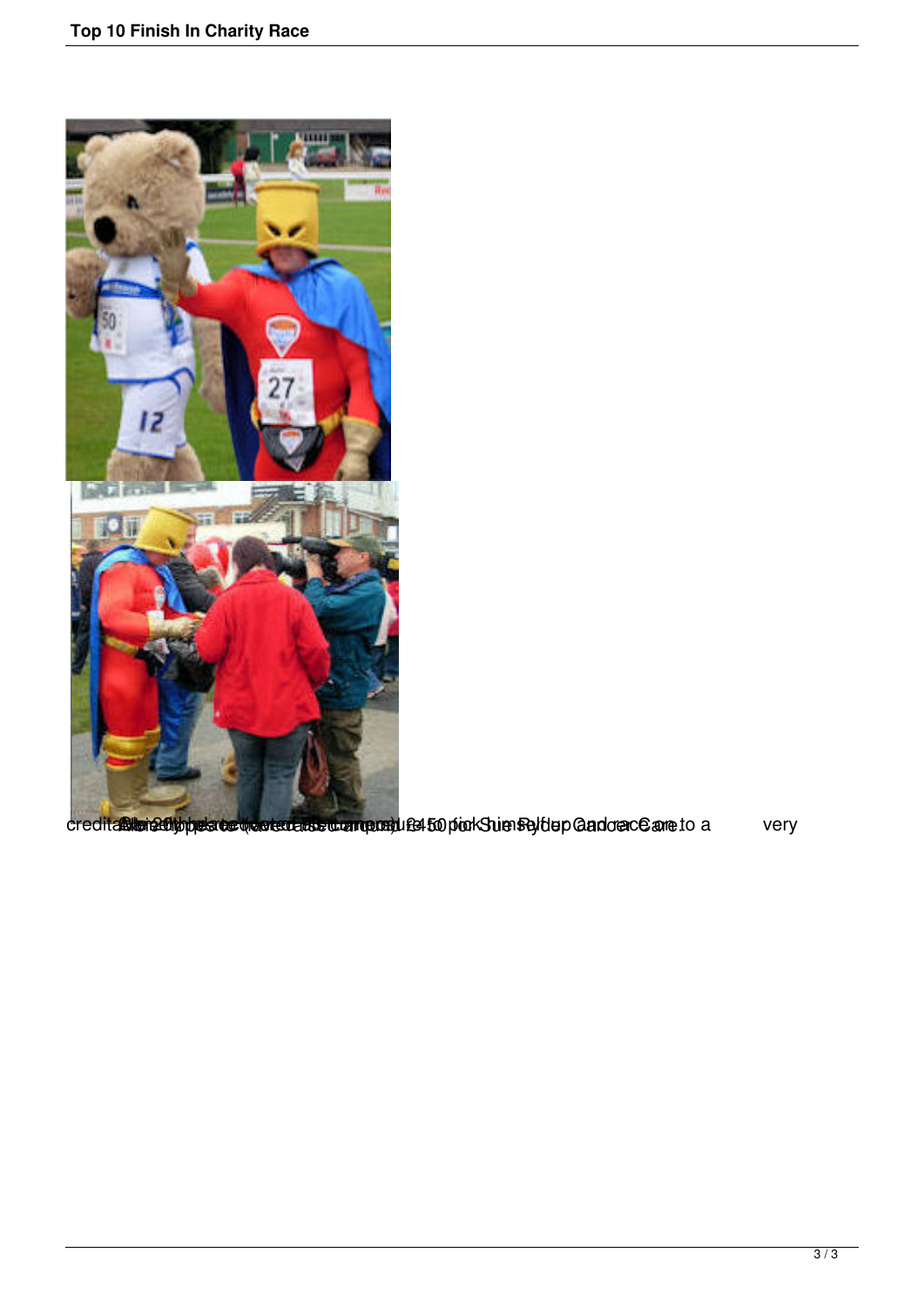creditable 9th place ... £450 ... Sue Ryder Care ... to a very